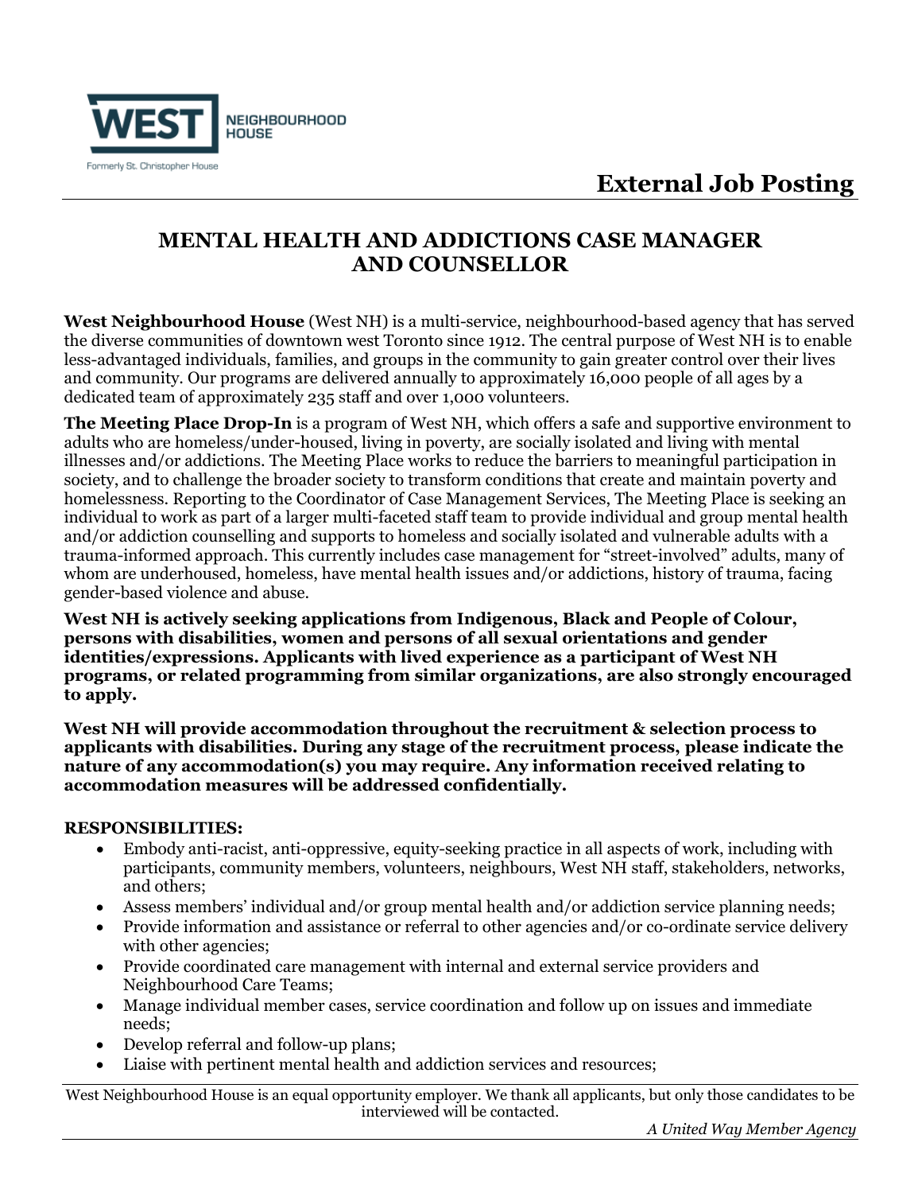WEST NEIGHBOURHOOD HOUSE

Formerly St. Christopher House

# External Job Posting

## MENTAL HEALTH AND ADDICTIONS CASE MANAGER AND COUNSELLOR

**West Neighbourhood House** (West NH) is a multi-service, neighbourhood-based agency that has served the diverse communities of downtown west Toronto since 1912. The central purpose of West NH is to enable less-advantaged individuals, families, and groups in the community to gain greater control over their lives and community. Our programs are delivered annually to approximately 16,000 people of all ages by a dedicated team of approximately 235 staff and over 1,000 volunteers.

**The Meeting Place Drop-In** is a program of West NH, which offers a safe and supportive environment to adults who are homeless/under-housed, living in poverty, are socially isolated and living with mental illnesses and/or addictions. The Meeting Place works to reduce the barriers to meaningful participation in society, and to challenge the broader society to transform conditions that create and maintain poverty and homelessness. Reporting to the Coordinator of Case Management Services, The Meeting Place is seeking an individual to work as part of a larger multi-faceted staff team to provide individual and group mental health and/or addiction counselling and supports to homeless and socially isolated and vulnerable adults with a trauma-informed approach. This currently includes case management for "street-involved" adults, many of whom are underhoused, homeless, have mental health issues and/or addictions, history of trauma, facing gender-based violence and abuse.

**West NH is actively seeking applications from Indigenous, Black and People of Colour, persons with disabilities, women and persons of all sexual orientations and gender identities/expressions. Applicants with lived experience as a participant of West NH programs, or related programming from similar organizations, are also strongly encouraged to apply.**

**West NH will provide accommodation throughout the recruitment & selection process to applicants with disabilities. During any stage of the recruitment process, please indicate the nature of any accommodation(s) you may require. Any information received relating to accommodation measures will be addressed confidentially.**

**RESPONSIBILITIES:**

- Embody anti-racist, anti-oppressive, equity-seeking practice in all aspects of work, including with participants, community members, volunteers, neighbours, West NH staff, stakeholders, networks, and others;
- Assess members' individual and/or group mental health and/or addiction service planning needs;
- Provide information and assistance or referral to other agencies and/or co-ordinate service delivery with other agencies;
- Provide coordinated care management with internal and external service providers and Neighbourhood Care Teams;
- Manage individual member cases, service coordination and follow up on issues and immediate needs;
- Develop referral and follow-up plans;
- Liaise with pertinent mental health and addiction services and resources;

West Neighbourhood House is an equal opportunity employer. We thank all applicants, but only those candidates to be interviewed will be contacted.

*A United Way Member Agency*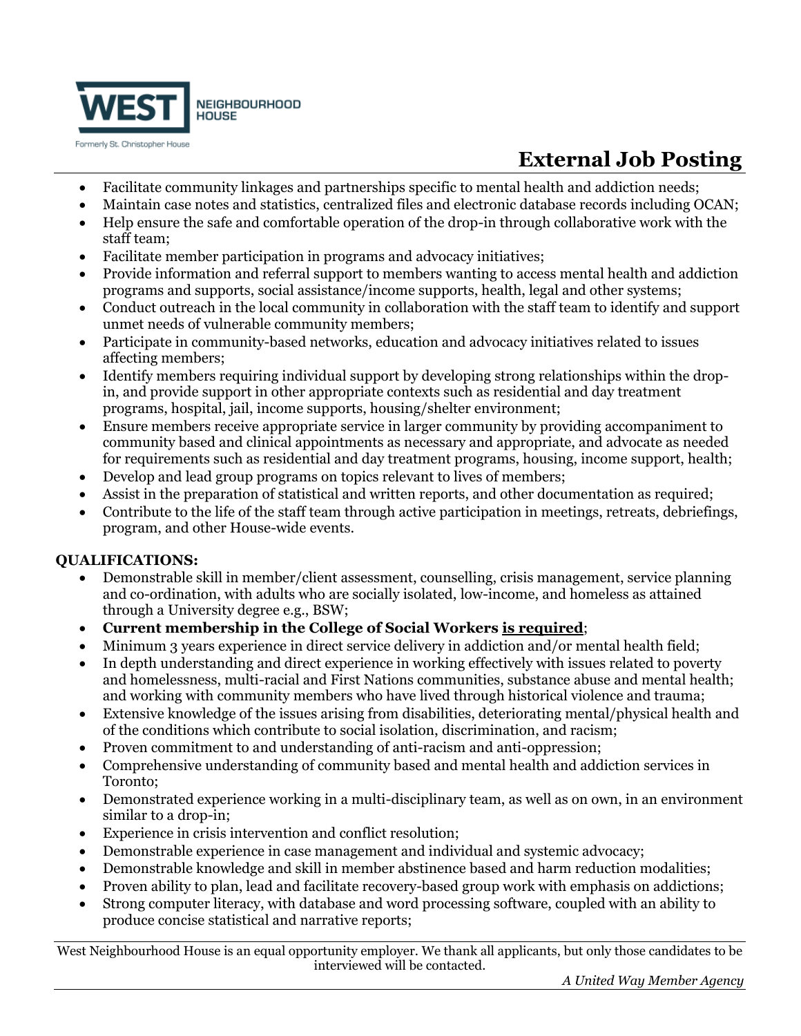# External Job Posting

- Facilitate community linkages and partnerships specific to mental health and addiction needs;
- Maintain case notes and statistics, centralized files and electronic database records including OCAN;
- Help ensure the safe and comfortable operation of the drop-in through collaborative work with the staff team;
- Facilitate member participation in programs and advocacy initiatives;
- Provide information and referral support to members wanting to access mental health and addiction programs and supports, social assistance/income supports, health, legal and other systems;
- Conduct outreach in the local community in collaboration with the staff team to identify and support unmet needs of vulnerable community members;
- Participate in community-based networks, education and advocacy initiatives related to issues affecting members;
- Identify members requiring individual support by developing strong relationships within the drop-in, and provide support in other appropriate contexts such as residential and day treatment programs, hospital, jail, income supports, housing/shelter environment;
- Ensure members receive appropriate service in larger community by providing accompaniment to community based and clinical appointments as necessary and appropriate, and advocate as needed for requirements such as residential and day treatment programs, housing, income support, health;
- Develop and lead group programs on topics relevant to lives of members;
- Assist in the preparation of statistical and written reports, and other documentation as required;
- Contribute to the life of the staff team through active participation in meetings, retreats, debriefings, program, and other House-wide events.

**QUALIFICATIONS:**

- Demonstrable skill in member/client assessment, counselling, crisis management, service planning and co-ordination, with adults who are socially isolated, low-income, and homeless as attained through a University degree e.g., BSW;
- **Current membership in the College of Social Workers <u>is required</u>**;
- Minimum 3 years experience in direct service delivery in addiction and/or mental health field;
- In depth understanding and direct experience in working effectively with issues related to poverty and homelessness, multi-racial and First Nations communities, substance abuse and mental health; and working with community members who have lived through historical violence and trauma;
- Extensive knowledge of the issues arising from disabilities, deteriorating mental/physical health and of the conditions which contribute to social isolation, discrimination, and racism;
- Proven commitment to and understanding of anti-racism and anti-oppression;
- Comprehensive understanding of community based and mental health and addiction services in Toronto;
- Demonstrated experience working in a multi-disciplinary team, as well as on own, in an environment similar to a drop-in;
- Experience in crisis intervention and conflict resolution;
- Demonstrable experience in case management and individual and systemic advocacy;
- Demonstrable knowledge and skill in member abstinence based and harm reduction modalities;
- Proven ability to plan, lead and facilitate recovery-based group work with emphasis on addictions;
- Strong computer literacy, with database and word processing software, coupled with an ability to produce concise statistical and narrative reports;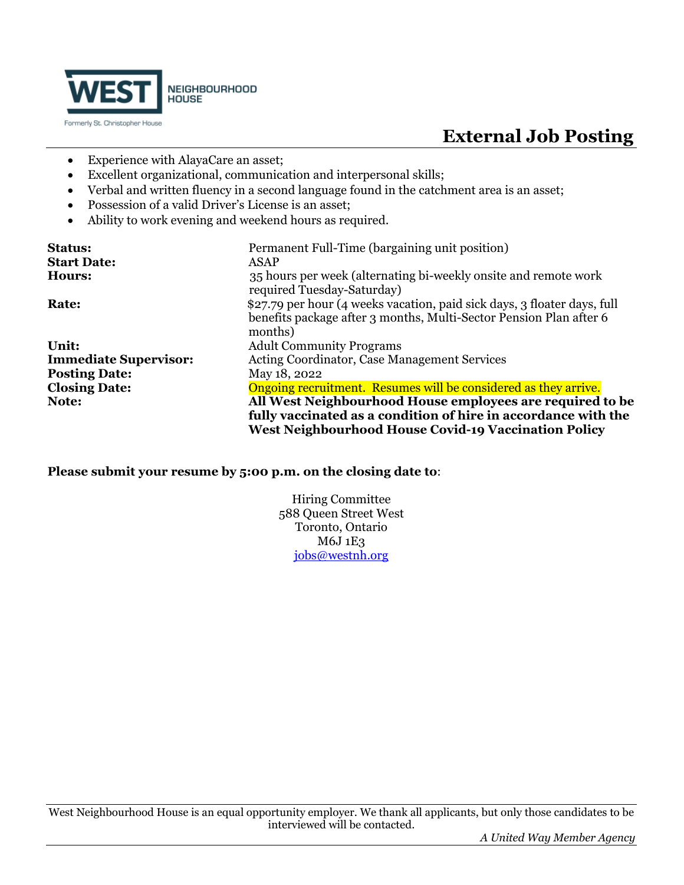- Experience with AlayaCare an asset;
- Excellent organizational, communication and interpersonal skills;
- Verbal and written fluency in a second language found in the catchment area is an asset;
- Possession of a valid Driver's License is an asset;
- Ability to work evening and weekend hours as required.

| | |
|---|---|
| **Status:** | Permanent Full-Time (bargaining unit position) |
| **Start Date:** | ASAP |
| **Hours:** | 35 hours per week (alternating bi-weekly onsite and remote work required Tuesday-Saturday) |
| **Rate:** | $27.79 per hour (4 weeks vacation, paid sick days, 3 floater days, full benefits package after 3 months, Multi-Sector Pension Plan after 6 months) |
| **Unit:** | Adult Community Programs |
| **Immediate Supervisor:** | Acting Coordinator, Case Management Services |
| **Posting Date:** | May 18, 2022 |
| **Closing Date:** | Ongoing recruitment. Resumes will be considered as they arrive. |
| **Note:** | **All West Neighbourhood House employees are required to be fully vaccinated as a condition of hire in accordance with the West Neighbourhood House Covid-19 Vaccination Policy** |

**Please submit your resume by 5:00 p.m. on the closing date to**:

Hiring Committee
588 Queen Street West
Toronto, Ontario
M6J 1E3
jobs@westnh.org

West Neighbourhood House is an equal opportunity employer. We thank all applicants, but only those candidates to be interviewed will be contacted.

*A United Way Member Agency*